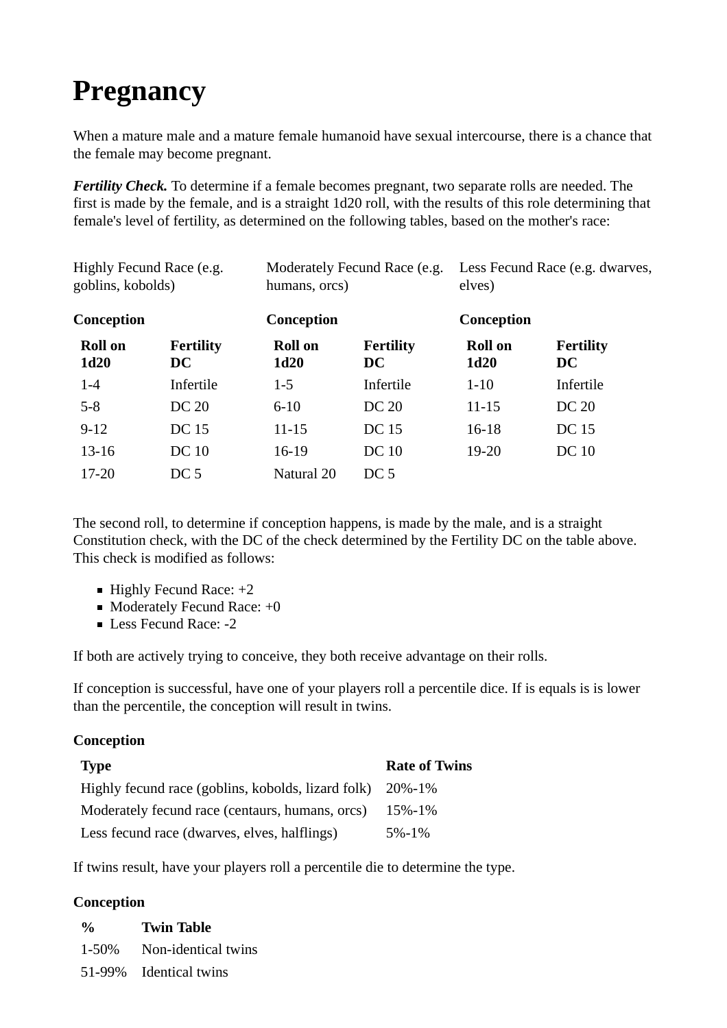# Pregnancy

When a mature male and a mature female humanoid have sexual intercourse, there is a chance that the female may become pregnant.

***Fertility Check.*** To determine if a female becomes pregnant, two separate rolls are needed. The first is made by the female, and is a straight 1d20 roll, with the results of this role determining that female's level of fertility, as determined on the following tables, based on the mother's race:

Highly Fecund Race (e.g. goblins, kobolds)

**Conception**

| Roll on 1d20 | Fertility DC |
|---|---|
| 1-4 | Infertile |
| 5-8 | DC 20 |
| 9-12 | DC 15 |
| 13-16 | DC 10 |
| 17-20 | DC 5 |

Moderately Fecund Race (e.g. humans, orcs)

**Conception**

| Roll on 1d20 | Fertility DC |
|---|---|
| 1-5 | Infertile |
| 6-10 | DC 20 |
| 11-15 | DC 15 |
| 16-19 | DC 10 |
| Natural 20 | DC 5 |

Less Fecund Race (e.g. dwarves, elves)

**Conception**

| Roll on 1d20 | Fertility DC |
|---|---|
| 1-10 | Infertile |
| 11-15 | DC 20 |
| 16-18 | DC 15 |
| 19-20 | DC 10 |

The second roll, to determine if conception happens, is made by the male, and is a straight Constitution check, with the DC of the check determined by the Fertility DC on the table above. This check is modified as follows:

- Highly Fecund Race: +2
- Moderately Fecund Race: +0
- Less Fecund Race: -2

If both are actively trying to conceive, they both receive advantage on their rolls.

If conception is successful, have one of your players roll a percentile dice. If is equals is is lower than the percentile, the conception will result in twins.

**Conception**

| Type | Rate of Twins |
|---|---|
| Highly fecund race (goblins, kobolds, lizard folk) | 20%-1% |
| Moderately fecund race (centaurs, humans, orcs) | 15%-1% |
| Less fecund race (dwarves, elves, halflings) | 5%-1% |

If twins result, have your players roll a percentile die to determine the type.

**Conception**

| % | Twin Table |
|---|---|
| 1-50% | Non-identical twins |
| 51-99% | Identical twins |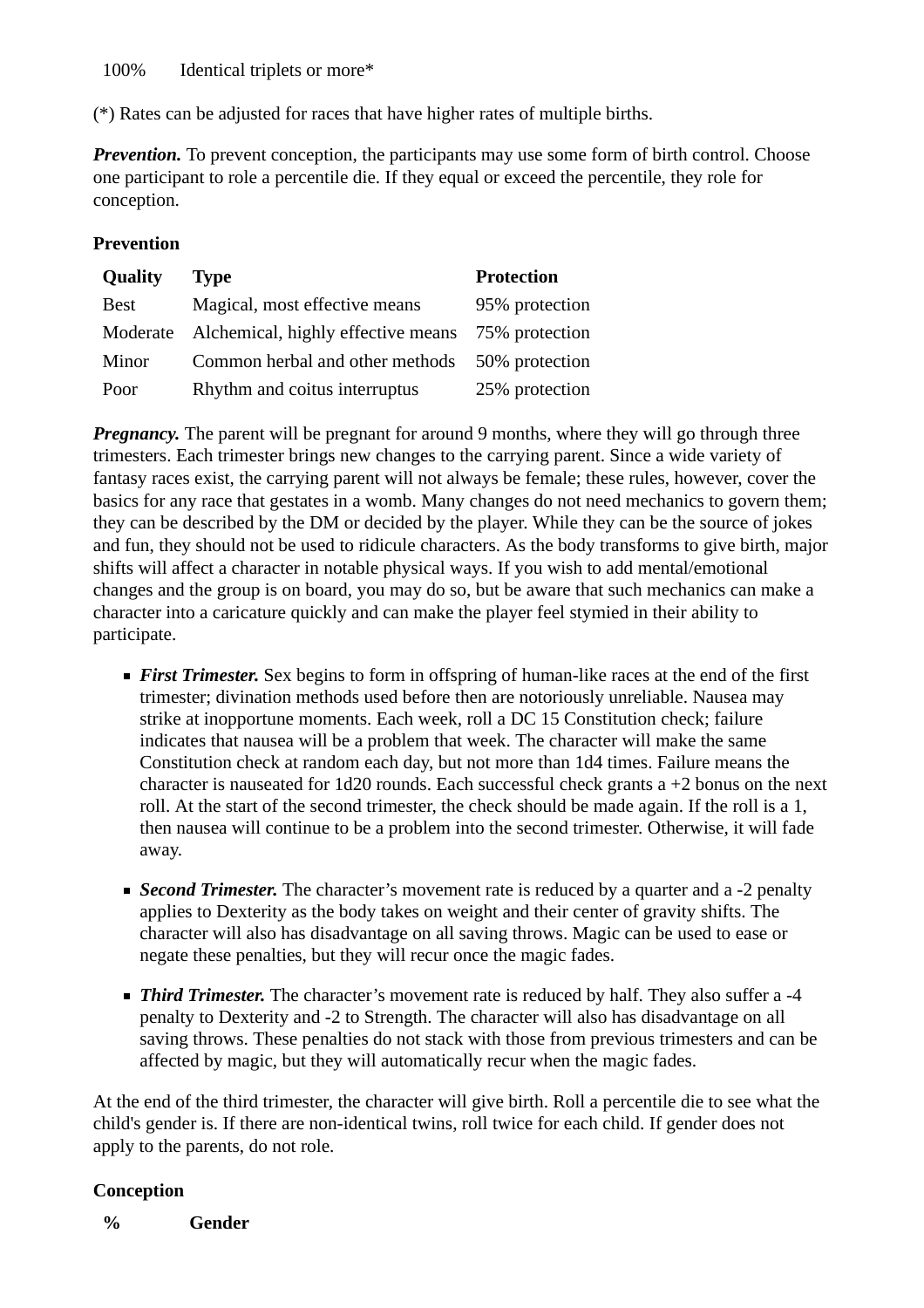| | |
|---|---|
| 100% | Identical triplets or more* |

(*) Rates can be adjusted for races that have higher rates of multiple births.

***Prevention.*** To prevent conception, the participants may use some form of birth control. Choose one participant to role a percentile die. If they equal or exceed the percentile, they role for conception.

**Prevention**

| Quality | Type | Protection |
|---|---|---|
| Best | Magical, most effective means | 95% protection |
| Moderate | Alchemical, highly effective means | 75% protection |
| Minor | Common herbal and other methods | 50% protection |
| Poor | Rhythm and coitus interruptus | 25% protection |

***Pregnancy.*** The parent will be pregnant for around 9 months, where they will go through three trimesters. Each trimester brings new changes to the carrying parent. Since a wide variety of fantasy races exist, the carrying parent will not always be female; these rules, however, cover the basics for any race that gestates in a womb. Many changes do not need mechanics to govern them; they can be described by the DM or decided by the player. While they can be the source of jokes and fun, they should not be used to ridicule characters. As the body transforms to give birth, major shifts will affect a character in notable physical ways. If you wish to add mental/emotional changes and the group is on board, you may do so, but be aware that such mechanics can make a character into a caricature quickly and can make the player feel stymied in their ability to participate.

- ***First Trimester.*** Sex begins to form in offspring of human-like races at the end of the first trimester; divination methods used before then are notoriously unreliable. Nausea may strike at inopportune moments. Each week, roll a DC 15 Constitution check; failure indicates that nausea will be a problem that week. The character will make the same Constitution check at random each day, but not more than 1d4 times. Failure means the character is nauseated for 1d20 rounds. Each successful check grants a +2 bonus on the next roll. At the start of the second trimester, the check should be made again. If the roll is a 1, then nausea will continue to be a problem into the second trimester. Otherwise, it will fade away.
- ***Second Trimester.*** The character's movement rate is reduced by a quarter and a -2 penalty applies to Dexterity as the body takes on weight and their center of gravity shifts. The character will also has disadvantage on all saving throws. Magic can be used to ease or negate these penalties, but they will recur once the magic fades.
- ***Third Trimester.*** The character's movement rate is reduced by half. They also suffer a -4 penalty to Dexterity and -2 to Strength. The character will also has disadvantage on all saving throws. These penalties do not stack with those from previous trimesters and can be affected by magic, but they will automatically recur when the magic fades.

At the end of the third trimester, the character will give birth. Roll a percentile die to see what the child's gender is. If there are non-identical twins, roll twice for each child. If gender does not apply to the parents, do not role.

**Conception**

| % | Gender |
|---|---|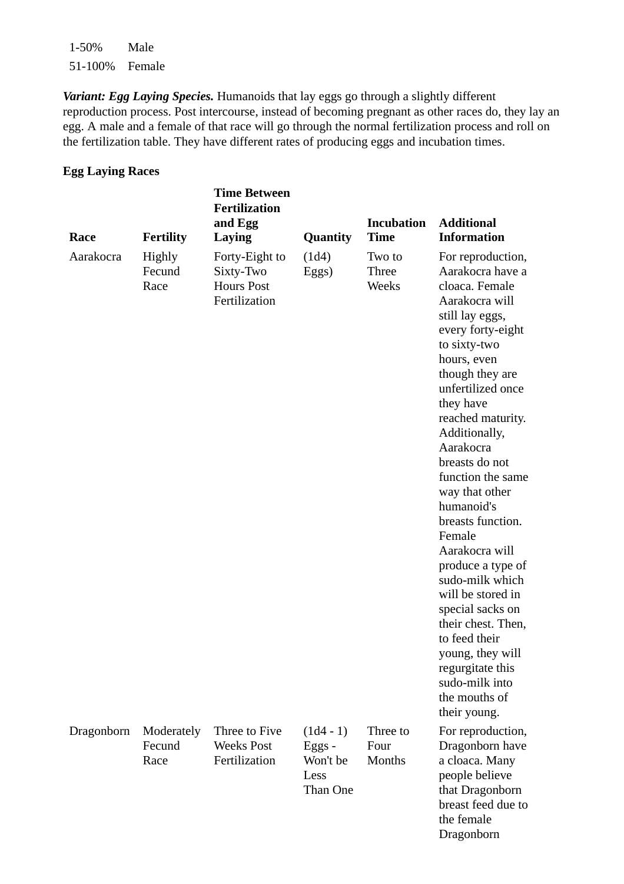| | |
|---|---|
| 1-50% | Male |
| 51-100% | Female |

***Variant: Egg Laying Species.*** Humanoids that lay eggs go through a slightly different reproduction process. Post intercourse, instead of becoming pregnant as other races do, they lay an egg. A male and a female of that race will go through the normal fertilization process and roll on the fertilization table. They have different rates of producing eggs and incubation times.

**Egg Laying Races**

| Race | Fertility | Time Between Fertilization and Egg Laying | Quantity | Incubation Time | Additional Information |
|---|---|---|---|---|---|
| Aarakocra | Highly Fecund Race | Forty-Eight to Sixty-Two Hours Post Fertilization | (1d4) Eggs) | Two to Three Weeks | For reproduction, Aarakocra have a cloaca. Female Aarakocra will still lay eggs, every forty-eight to sixty-two hours, even though they are unfertilized once they have reached maturity. Additionally, Aarakocra breasts do not function the same way that other humanoid's breasts function. Female Aarakocra will produce a type of sudo-milk which will be stored in special sacks on their chest. Then, to feed their young, they will regurgitate this sudo-milk into the mouths of their young. |
| Dragonborn | Moderately Fecund Race | Three to Five Weeks Post Fertilization | (1d4 - 1) Eggs - Won't be Less Than One | Three to Four Months | For reproduction, Dragonborn have a cloaca. Many people believe that Dragonborn breast feed due to the female Dragonborn |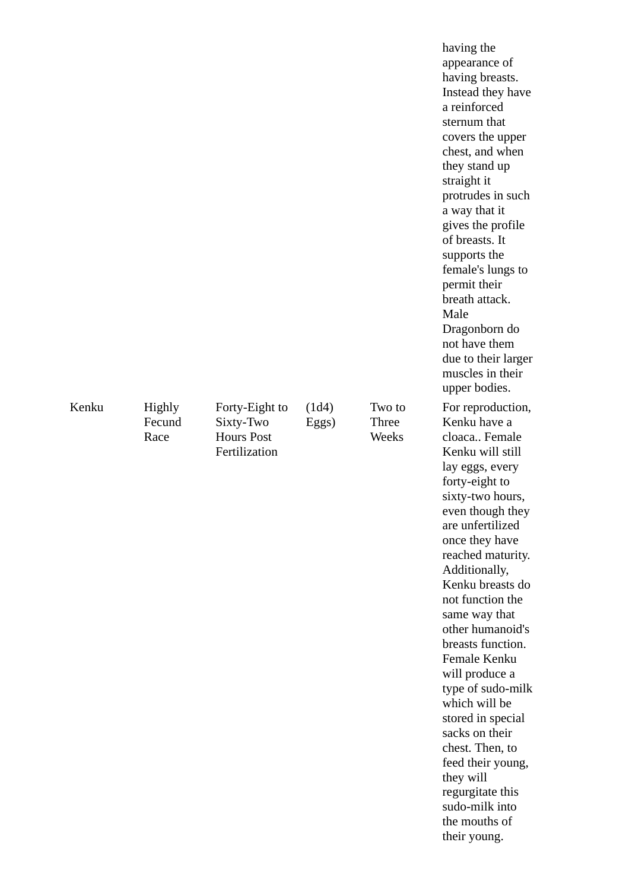| | | | | | |
|---|---|---|---|---|---|
| | | | | | having the appearance of having breasts. Instead they have a reinforced sternum that covers the upper chest, and when they stand up straight it protrudes in such a way that it gives the profile of breasts. It supports the female's lungs to permit their breath attack. Male Dragonborn do not have them due to their larger muscles in their upper bodies. |
| Kenku | Highly Fecund Race | Forty-Eight to Sixty-Two Hours Post Fertilization | (1d4) Eggs) | Two to Three Weeks | For reproduction, Kenku have a cloaca.. Female Kenku will still lay eggs, every forty-eight to sixty-two hours, even though they are unfertilized once they have reached maturity. Additionally, Kenku breasts do not function the same way that other humanoid's breasts function. Female Kenku will produce a type of sudo-milk which will be stored in special sacks on their chest. Then, to feed their young, they will regurgitate this sudo-milk into the mouths of their young. |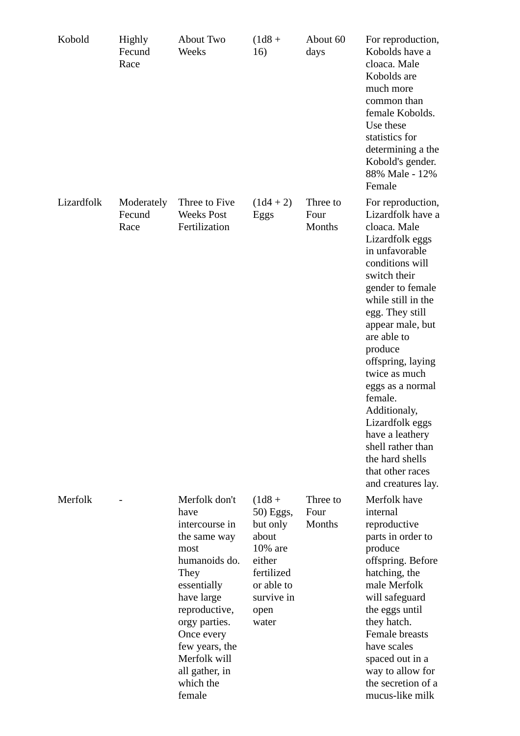| | | | | | |
|---|---|---|---|---|---|
| Kobold | Highly Fecund Race | About Two Weeks | (1d8 + 16) | About 60 days | For reproduction, Kobolds have a cloaca. Male Kobolds are much more common than female Kobolds. Use these statistics for determining a the Kobold's gender. 88% Male - 12% Female |
| Lizardfolk | Moderately Fecund Race | Three to Five Weeks Post Fertilization | (1d4 + 2) Eggs | Three to Four Months | For reproduction, Lizardfolk have a cloaca. Male Lizardfolk eggs in unfavorable conditions will switch their gender to female while still in the egg. They still appear male, but are able to produce offspring, laying twice as much eggs as a normal female. Additionaly, Lizardfolk eggs have a leathery shell rather than the hard shells that other races and creatures lay. |
| Merfolk | - | Merfolk don't have intercourse in the same way most humanoids do. They essentially have large reproductive, orgy parties. Once every few years, the Merfolk will all gather, in which the female | (1d8 + 50) Eggs, but only about 10% are either fertilized or able to survive in open water | Three to Four Months | Merfolk have internal reproductive parts in order to produce offspring. Before hatching, the male Merfolk will safeguard the eggs until they hatch. Female breasts have scales spaced out in a way to allow for the secretion of a mucus-like milk |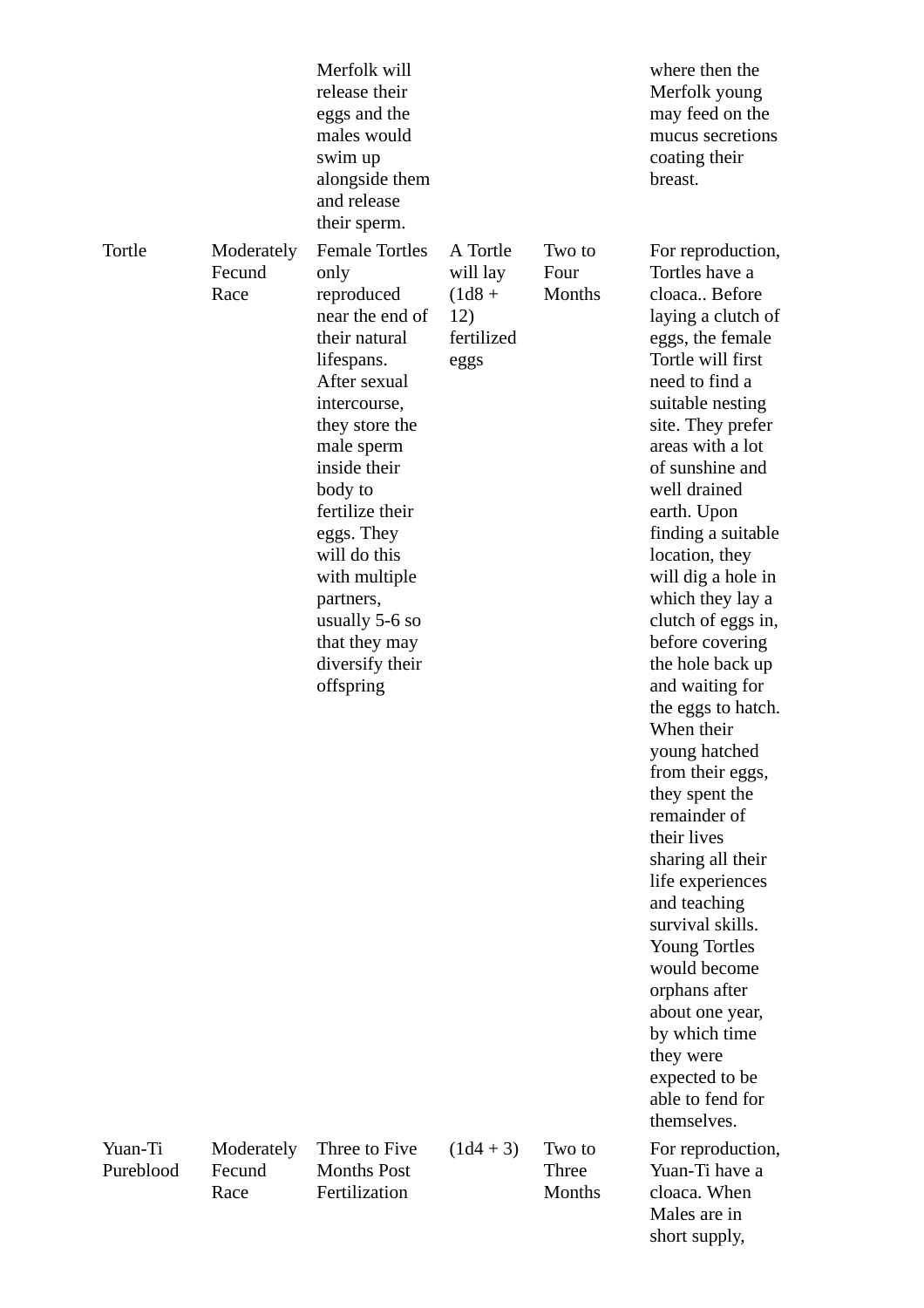|  |  | Merfolk will release their eggs and the males would swim up alongside them and release their sperm. |  |  | where then the Merfolk young may feed on the mucus secretions coating their breast. |
| --- | --- | --- | --- | --- | --- |
| Tortle | Moderately Fecund Race | Female Tortles only reproduced near the end of their natural lifespans. After sexual intercourse, they store the male sperm inside their body to fertilize their eggs. They will do this with multiple partners, usually 5-6 so that they may diversify their offspring | A Tortle will lay (1d8 + 12) fertilized eggs | Two to Four Months | For reproduction, Tortles have a cloaca.. Before laying a clutch of eggs, the female Tortle will first need to find a suitable nesting site. They prefer areas with a lot of sunshine and well drained earth. Upon finding a suitable location, they will dig a hole in which they lay a clutch of eggs in, before covering the hole back up and waiting for the eggs to hatch. When their young hatched from their eggs, they spent the remainder of their lives sharing all their life experiences and teaching survival skills. Young Tortles would become orphans after about one year, by which time they were expected to be able to fend for themselves. |
| Yuan-Ti Pureblood | Moderately Fecund Race | Three to Five Months Post Fertilization | (1d4 + 3) | Two to Three Months | For reproduction, Yuan-Ti have a cloaca. When Males are in short supply, |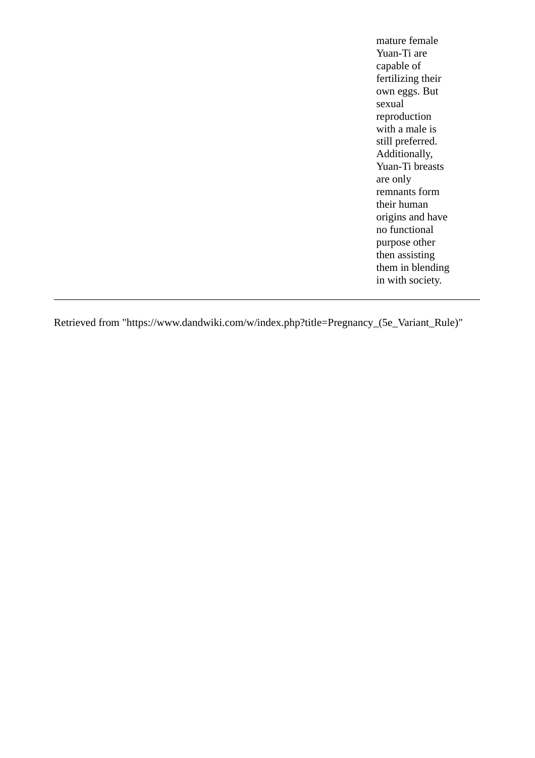mature female Yuan-Ti are capable of fertilizing their own eggs. But sexual reproduction with a male is still preferred. Additionally, Yuan-Ti breasts are only remnants form their human origins and have no functional purpose other then assisting them in blending in with society.

---

Retrieved from "https://www.dandwiki.com/w/index.php?title=Pregnancy_(5e_Variant_Rule)"